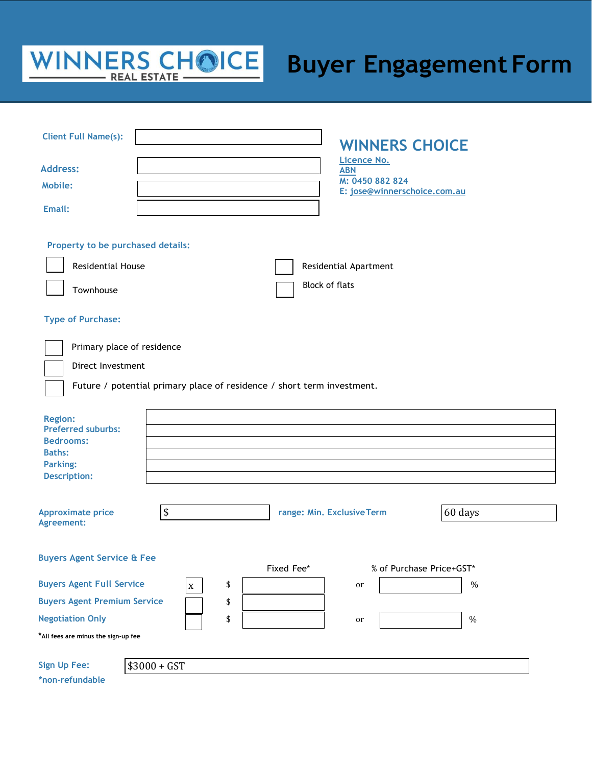# WINNERS CHOICE REAL ESTATE

# Buyer Engagement Form

**Client Full Name(s):** 

**Address:** 

**Mobile:** 

**Email:** 

## WINNERS CHOICE

Licence No.
ABN
M: 0450 882 824
E: jose@winnerschoice.com.au

**Property to be purchased details:**

- [ ] Residential House
- [ ] Residential Apartment
- [ ] Townhouse
- [ ] Block of flats

**Type of Purchase:**

- [ ] Primary place of residence
- [ ] Direct Investment
- [ ] Future / potential primary place of residence / short term investment.

| | |
|---|---|
| **Region:** | |
| **Preferred suburbs:** | |
| **Bedrooms:** | |
| **Baths:** | |
| **Parking:** | |
| **Description:** | |

**Approximate price range: Min.** $ **Exclusive Term Agreement:** 60 days

**Buyers Agent Service & Fee**

| | | Fixed Fee* | | % of Purchase Price+GST* |
|---|---|---|---|---|
| **Buyers Agent Full Service** | x | $ | or | % |
| **Buyers Agent Premium Service** | | $ | | |
| **Negotiation Only** | | $ | or | % |

*All fees are minus the sign-up fee

**Sign Up Fee:** $3000 + GST
***non-refundable**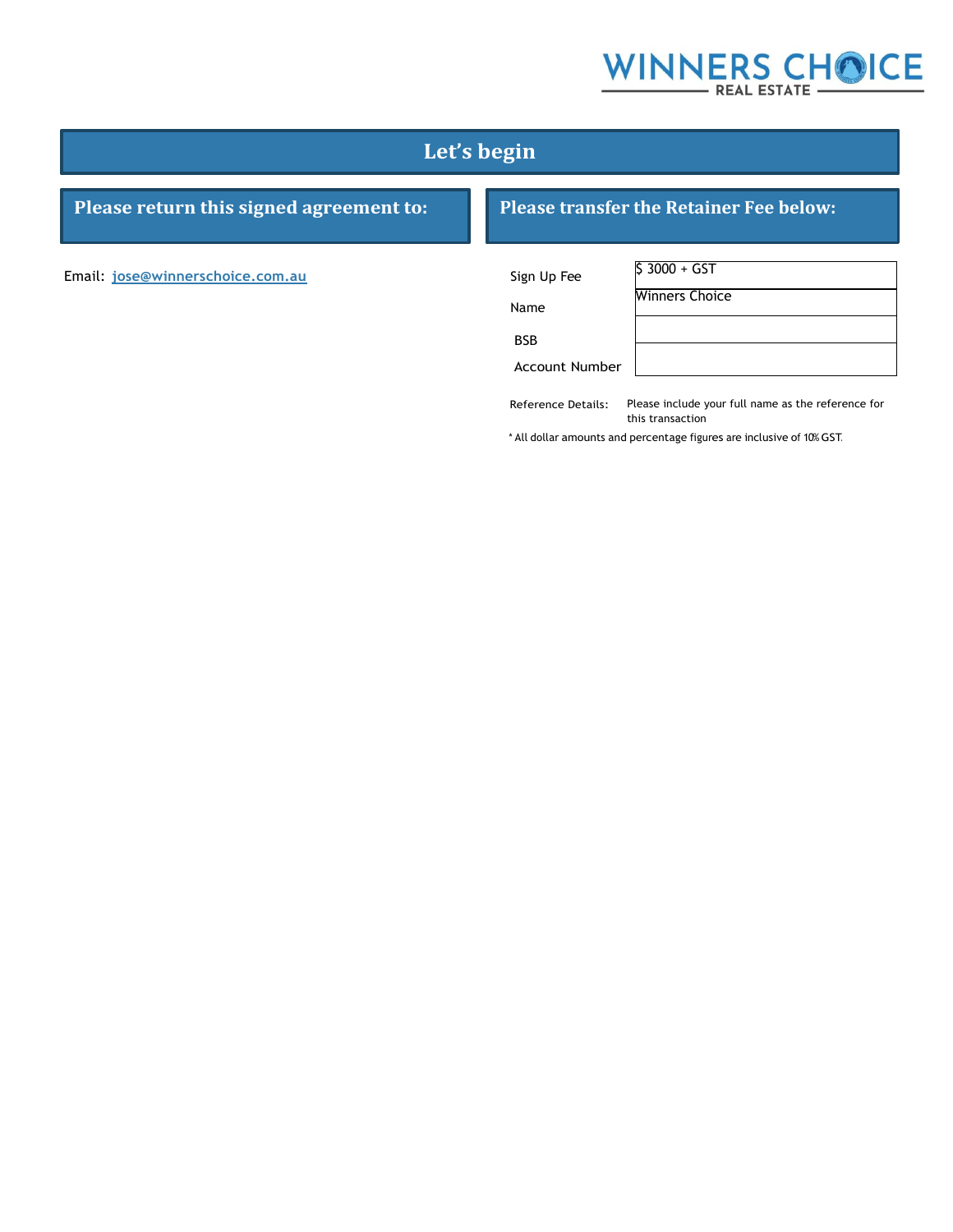WINNERS CHOICE
REAL ESTATE

# Let's begin

## Please return this signed agreement to:

Email: jose@winnerschoice.com.au

## Please transfer the Retainer Fee below:

| | |
|---|---|
| Sign Up Fee | $ 3000 + GST |
| Name | Winners Choice |
| BSB | |
| Account Number | |

Reference Details: Please include your full name as the reference for this transaction

* All dollar amounts and percentage figures are inclusive of 10% GST.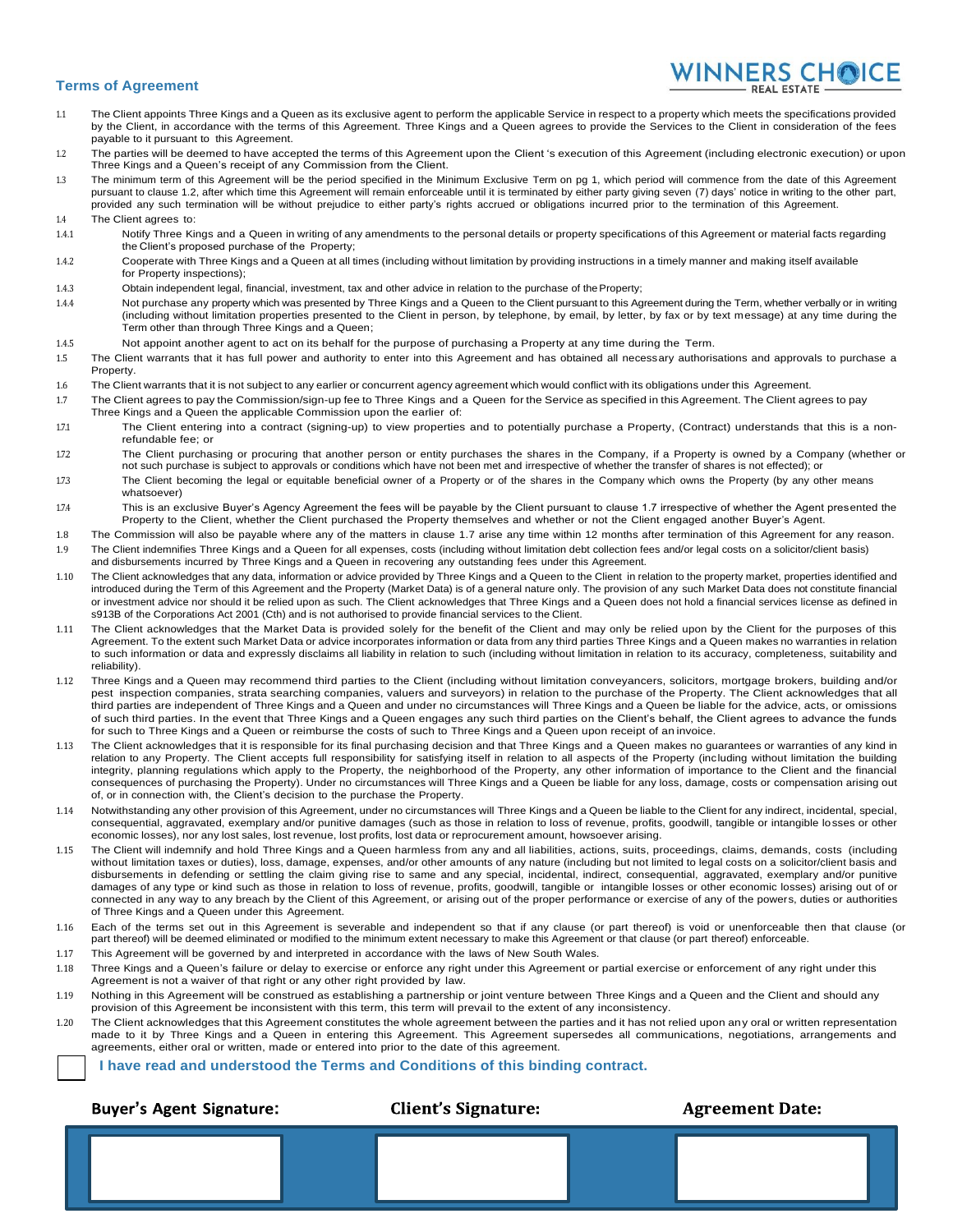## Terms of Agreement

WINNERS CHOICE REAL ESTATE

1.1 The Client appoints Three Kings and a Queen as its exclusive agent to perform the applicable Service in respect to a property which meets the specifications provided by the Client, in accordance with the terms of this Agreement. Three Kings and a Queen agrees to provide the Services to the Client in consideration of the fees payable to it pursuant to this Agreement.

1.2 The parties will be deemed to have accepted the terms of this Agreement upon the Client 's execution of this Agreement (including electronic execution) or upon Three Kings and a Queen's receipt of any Commission from the Client.

1.3 The minimum term of this Agreement will be the period specified in the Minimum Exclusive Term on pg 1, which period will commence from the date of this Agreement pursuant to clause 1.2, after which time this Agreement will remain enforceable until it is terminated by either party giving seven (7) days' notice in writing to the other part, provided any such termination will be without prejudice to either party's rights accrued or obligations incurred prior to the termination of this Agreement.

1.4 The Client agrees to:

1.4.1 Notify Three Kings and a Queen in writing of any amendments to the personal details or property specifications of this Agreement or material facts regarding the Client's proposed purchase of the Property;

1.4.2 Cooperate with Three Kings and a Queen at all times (including without limitation by providing instructions in a timely manner and making itself available for Property inspections);

1.4.3 Obtain independent legal, financial, investment, tax and other advice in relation to the purchase of the Property;

1.4.4 Not purchase any property which was presented by Three Kings and a Queen to the Client pursuant to this Agreement during the Term, whether verbally or in writing (including without limitation properties presented to the Client in person, by telephone, by email, by letter, by fax or by text message) at any time during the Term other than through Three Kings and a Queen;

1.4.5 Not appoint another agent to act on its behalf for the purpose of purchasing a Property at any time during the Term.

1.5 The Client warrants that it has full power and authority to enter into this Agreement and has obtained all necessary authorisations and approvals to purchase a Property.

1.6 The Client warrants that it is not subject to any earlier or concurrent agency agreement which would conflict with its obligations under this Agreement.

1.7 The Client agrees to pay the Commission/sign-up fee to Three Kings and a Queen for the Service as specified in this Agreement. The Client agrees to pay Three Kings and a Queen the applicable Commission upon the earlier of:

1.7.1 The Client entering into a contract (signing-up) to view properties and to potentially purchase a Property, (Contract) understands that this is a non-refundable fee; or

1.7.2 The Client purchasing or procuring that another person or entity purchases the shares in the Company, if a Property is owned by a Company (whether or not such purchase is subject to approvals or conditions which have not been met and irrespective of whether the transfer of shares is not effected); or

1.7.3 The Client becoming the legal or equitable beneficial owner of a Property or of the shares in the Company which owns the Property (by any other means whatsoever)

1.7.4 This is an exclusive Buyer's Agency Agreement the fees will be payable by the Client pursuant to clause 1.7 irrespective of whether the Agent presented the Property to the Client, whether the Client purchased the Property themselves and whether or not the Client engaged another Buyer's Agent.

1.8 The Commission will also be payable where any of the matters in clause 1.7 arise any time within 12 months after termination of this Agreement for any reason.

1.9 The Client indemnifies Three Kings and a Queen for all expenses, costs (including without limitation debt collection fees and/or legal costs on a solicitor/client basis) and disbursements incurred by Three Kings and a Queen in recovering any outstanding fees under this Agreement.

1.10 The Client acknowledges that the Market Data is provided solely for the benefit of the Client and may only be relied upon by the Client for the purposes of this Agreement. To the extent such Market Data or advice incorporates information or data from any third parties Three Kings and a Queen makes no warranties in relation to such information or data and expressly disclaims all liability in relation to such (including without limitation in relation to its accuracy, completeness, suitability and reliability).

1.10 The Client acknowledges that any data, information or advice provided by Three Kings and a Queen to the Client in relation to the property market, properties identified and introduced during the Term of this Agreement and the Property (Market Data) is of a general nature only. The provision of any such Market Data does not constitute financial or investment advice nor should it be relied upon as such. The Client acknowledges that Three Kings and a Queen does not hold a financial services license as defined in s913B of the Corporations Act 2001 (Cth) and is not authorised to provide financial services to the Client.

1.11 The Client acknowledges that the Market Data is provided solely for the benefit of the Client and may only be relied upon by the Client for the purposes of this Agreement. To the extent such Market Data or advice incorporates information or data from any third parties Three Kings and a Queen makes no warranties in relation to such information or data and expressly disclaims all liability in relation to such (including without limitation in relation to its accuracy, completeness, suitability and reliability).

1.12 Three Kings and a Queen may recommend third parties to the Client (including without limitation conveyancers, solicitors, mortgage brokers, building and/or pest inspection companies, strata searching companies, valuers and surveyors) in relation to the purchase of the Property. The Client acknowledges that all third parties are independent of Three Kings and a Queen and under no circumstances will Three Kings and a Queen be liable for the advice, acts, or omissions of such third parties. In the event that Three Kings and a Queen engages any such third parties on the Client's behalf, the Client agrees to advance the funds for such to Three Kings and a Queen or reimburse the costs of such to Three Kings and a Queen upon receipt of an invoice.

1.13 The Client acknowledges that it is responsible for its final purchasing decision and that Three Kings and a Queen makes no guarantees or warranties of any kind in relation to any Property. The Client accepts full responsibility for satisfying itself in relation to all aspects of the Property (including without limitation the building integrity, planning regulations which apply to the Property, the neighborhood of the Property, any other information of importance to the Client and the financial consequences of purchasing the Property). Under no circumstances will Three Kings and a Queen be liable for any loss, damage, costs or compensation arising out of, or in connection with, the Client's decision to the purchase the Property.

1.14 Notwithstanding any other provision of this Agreement, under no circumstances will Three Kings and a Queen be liable to the Client for any indirect, incidental, special, consequential, aggravated, exemplary and/or punitive damages (such as those in relation to loss of revenue, profits, goodwill, tangible or intangible losses or other economic losses), nor any lost sales, lost revenue, lost profits, lost data or reprocurement amount, howsoever arising.

1.15 The Client will indemnify and hold Three Kings and a Queen harmless from any and all liabilities, actions, suits, proceedings, claims, demands, costs (including without limitation taxes or duties), loss, damage, expenses, and/or other amounts of any nature (including but not limited to legal costs on a solicitor/client basis and disbursements in defending or settling the claim giving rise to same and any special, incidental, indirect, consequential, aggravated, exemplary and/or punitive damages of any type or kind such as those in relation to loss of revenue, profits, goodwill, tangible or intangible losses or other economic losses) arising out of or connected in any way to any breach by the Client of this Agreement, or arising out of the proper performance or exercise of any of the powers, duties or authorities of Three Kings and a Queen under this Agreement.

1.16 Each of the terms set out in this Agreement is severable and independent so that if any clause (or part thereof) is void or unenforceable then that clause (or part thereof) will be deemed eliminated or modified to the minimum extent necessary to make this Agreement or that clause (or part thereof) enforceable.

1.17 This Agreement will be governed by and interpreted in accordance with the laws of New South Wales.

1.18 Three Kings and a Queen's failure or delay to exercise or enforce any right under this Agreement or partial exercise or enforcement of any right under this Agreement is not a waiver of that right or any other right provided by law.

1.19 Nothing in this Agreement will be construed as establishing a partnership or joint venture between Three Kings and a Queen and the Client and should any provision of this Agreement be inconsistent with this term, this term will prevail to the extent of any inconsistency.

1.20 The Client acknowledges that this Agreement constitutes the whole agreement between the parties and it has not relied upon any oral or written representation made to it by Three Kings and a Queen in entering this Agreement. This Agreement supersedes all communications, negotiations, arrangements and agreements, either oral or written, made or entered into prior to the date of this agreement.

☐ **I have read and understood the Terms and Conditions of this binding contract.**

| Buyer's Agent Signature: | Client's Signature: | Agreement Date: |
|---|---|---|
| | | |